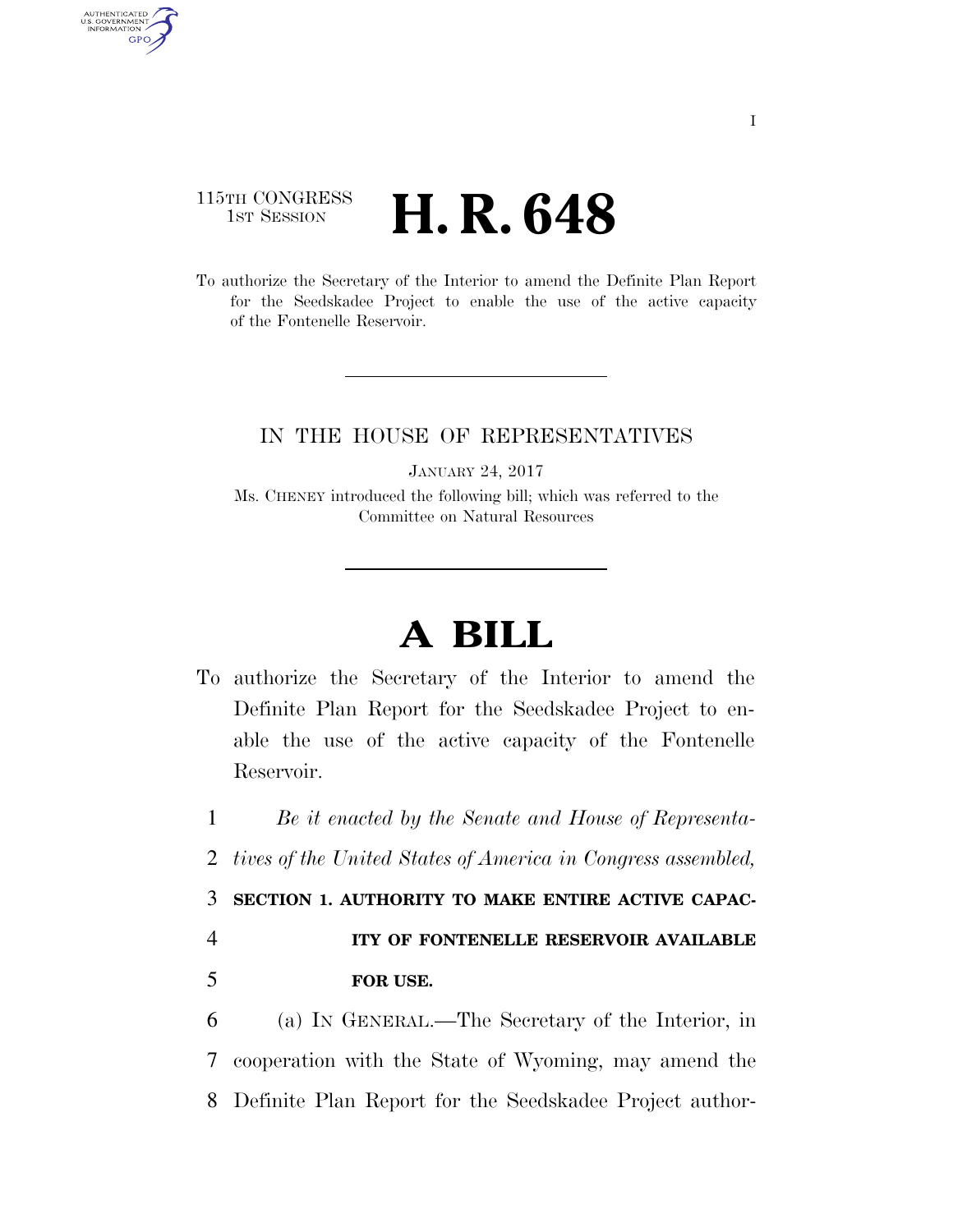115TH CONGRESS
1ST SESSION

# H. R. 648

To authorize the Secretary of the Interior to amend the Definite Plan Report for the Seedskadee Project to enable the use of the active capacity of the Fontenelle Reservoir.

IN THE HOUSE OF REPRESENTATIVES

JANUARY 24, 2017

Ms. CHENEY introduced the following bill; which was referred to the Committee on Natural Resources

# A BILL

To authorize the Secretary of the Interior to amend the Definite Plan Report for the Seedskadee Project to enable the use of the active capacity of the Fontenelle Reservoir.

1 *Be it enacted by the Senate and House of Representa-*
2 *tives of the United States of America in Congress assembled,*

3 **SECTION 1. AUTHORITY TO MAKE ENTIRE ACTIVE CAPAC-**
4 **ITY OF FONTENELLE RESERVOIR AVAILABLE**
5 **FOR USE.**

6 (a) IN GENERAL.—The Secretary of the Interior, in
7 cooperation with the State of Wyoming, may amend the
8 Definite Plan Report for the Seedskadee Project author-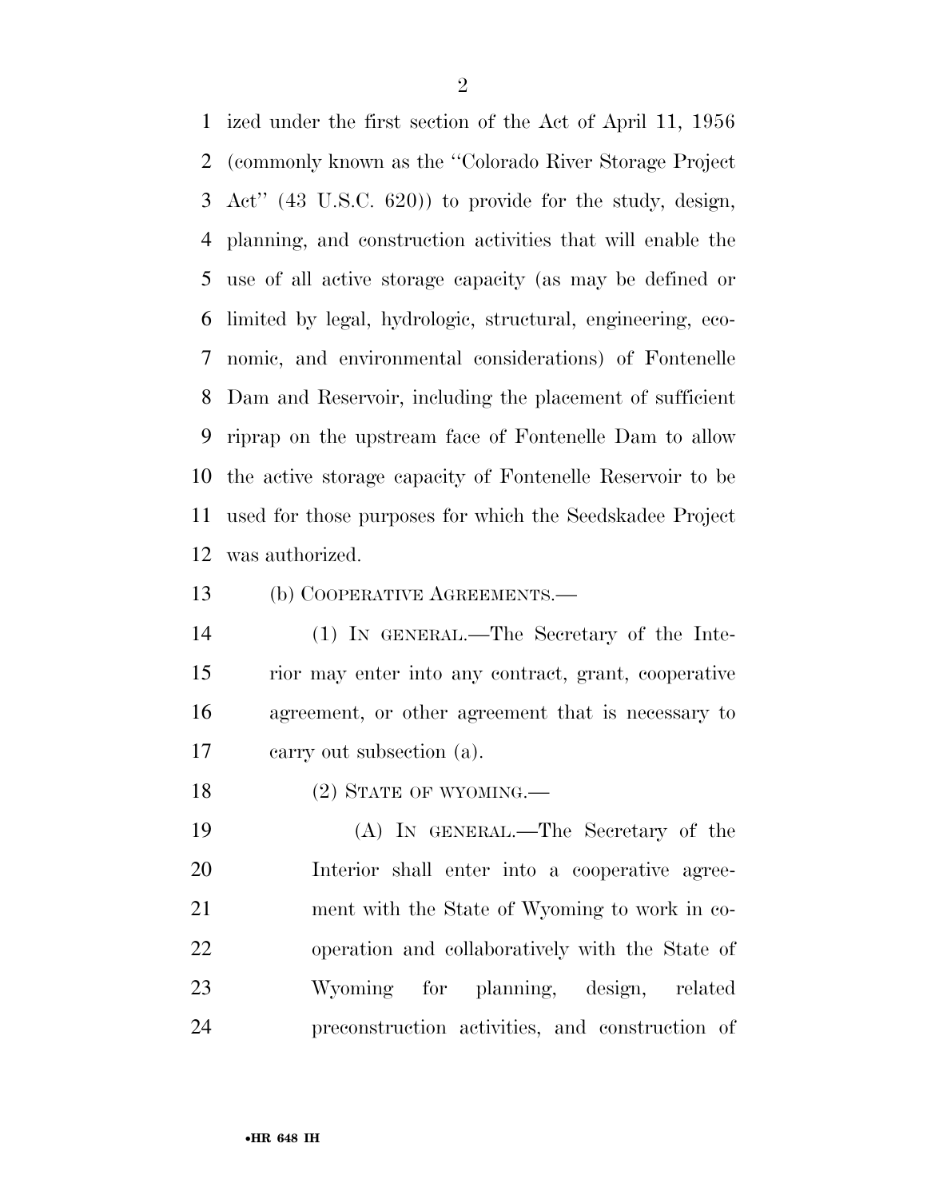ized under the first section of the Act of April 11, 1956 (commonly known as the ''Colorado River Storage Project Act'' (43 U.S.C. 620)) to provide for the study, design, planning, and construction activities that will enable the use of all active storage capacity (as may be defined or limited by legal, hydrologic, structural, engineering, economic, and environmental considerations) of Fontenelle Dam and Reservoir, including the placement of sufficient riprap on the upstream face of Fontenelle Dam to allow the active storage capacity of Fontenelle Reservoir to be used for those purposes for which the Seedskadee Project was authorized.

(b) COOPERATIVE AGREEMENTS.—

(1) IN GENERAL.—The Secretary of the Interior may enter into any contract, grant, cooperative agreement, or other agreement that is necessary to carry out subsection (a).

(2) STATE OF WYOMING.—

(A) IN GENERAL.—The Secretary of the Interior shall enter into a cooperative agreement with the State of Wyoming to work in cooperation and collaboratively with the State of Wyoming for planning, design, related preconstruction activities, and construction of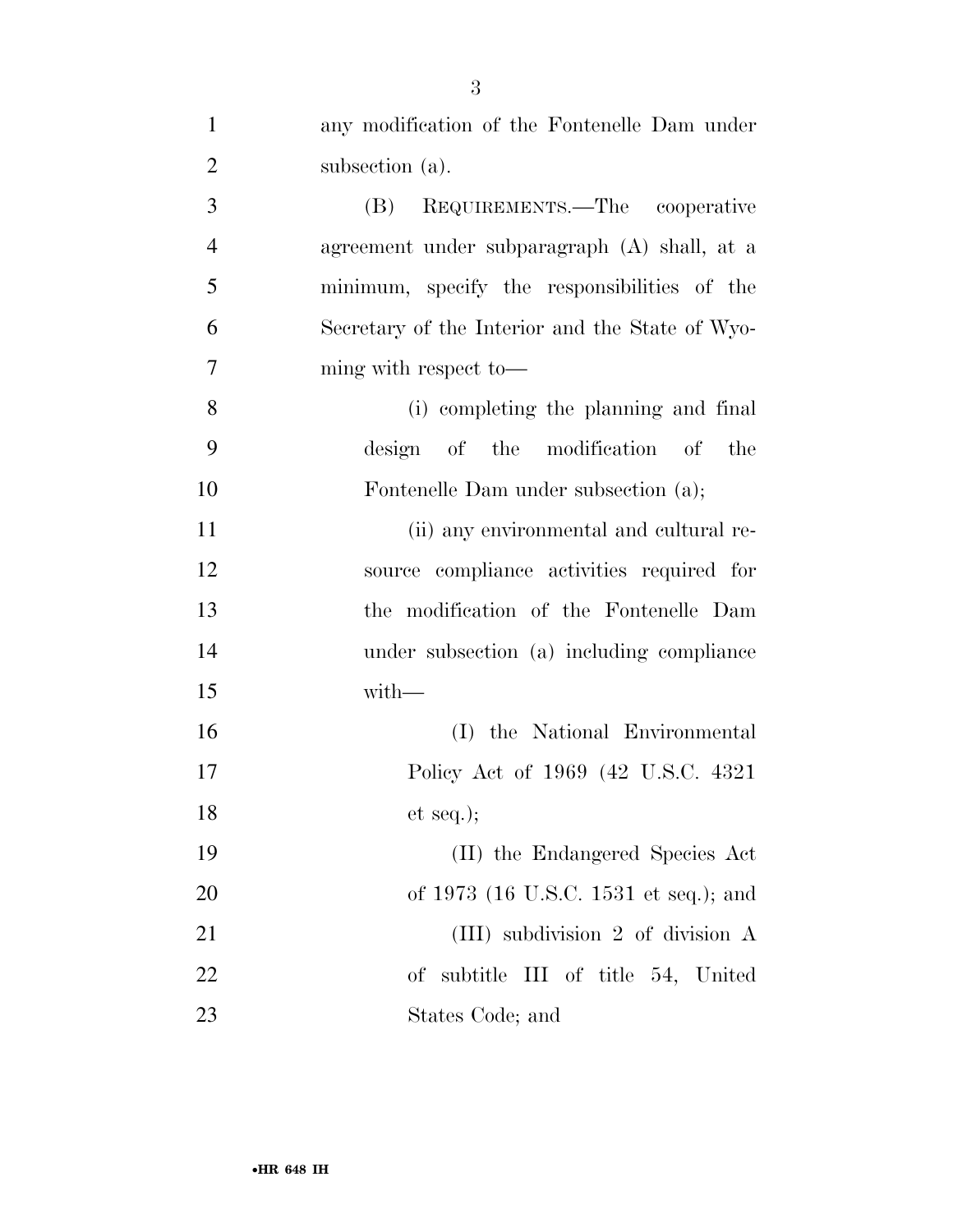any modification of the Fontenelle Dam under subsection (a).

(B) REQUIREMENTS.—The cooperative agreement under subparagraph (A) shall, at a minimum, specify the responsibilities of the Secretary of the Interior and the State of Wyoming with respect to—

(i) completing the planning and final design of the modification of the Fontenelle Dam under subsection (a);

(ii) any environmental and cultural resource compliance activities required for the modification of the Fontenelle Dam under subsection (a) including compliance with—

(I) the National Environmental Policy Act of 1969 (42 U.S.C. 4321 et seq.);

(II) the Endangered Species Act of 1973 (16 U.S.C. 1531 et seq.); and

(III) subdivision 2 of division A of subtitle III of title 54, United States Code; and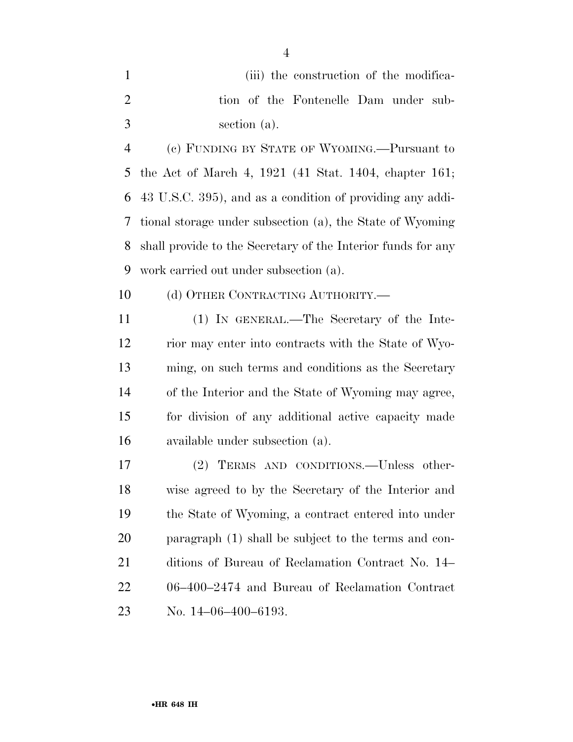(iii) the construction of the modification of the Fontenelle Dam under subsection (a).

(c) FUNDING BY STATE OF WYOMING.—Pursuant to the Act of March 4, 1921 (41 Stat. 1404, chapter 161; 43 U.S.C. 395), and as a condition of providing any additional storage under subsection (a), the State of Wyoming shall provide to the Secretary of the Interior funds for any work carried out under subsection (a).

(d) OTHER CONTRACTING AUTHORITY.—

(1) IN GENERAL.—The Secretary of the Interior may enter into contracts with the State of Wyoming, on such terms and conditions as the Secretary of the Interior and the State of Wyoming may agree, for division of any additional active capacity made available under subsection (a).

(2) TERMS AND CONDITIONS.—Unless otherwise agreed to by the Secretary of the Interior and the State of Wyoming, a contract entered into under paragraph (1) shall be subject to the terms and conditions of Bureau of Reclamation Contract No. 14–06–400–2474 and Bureau of Reclamation Contract No. 14–06–400–6193.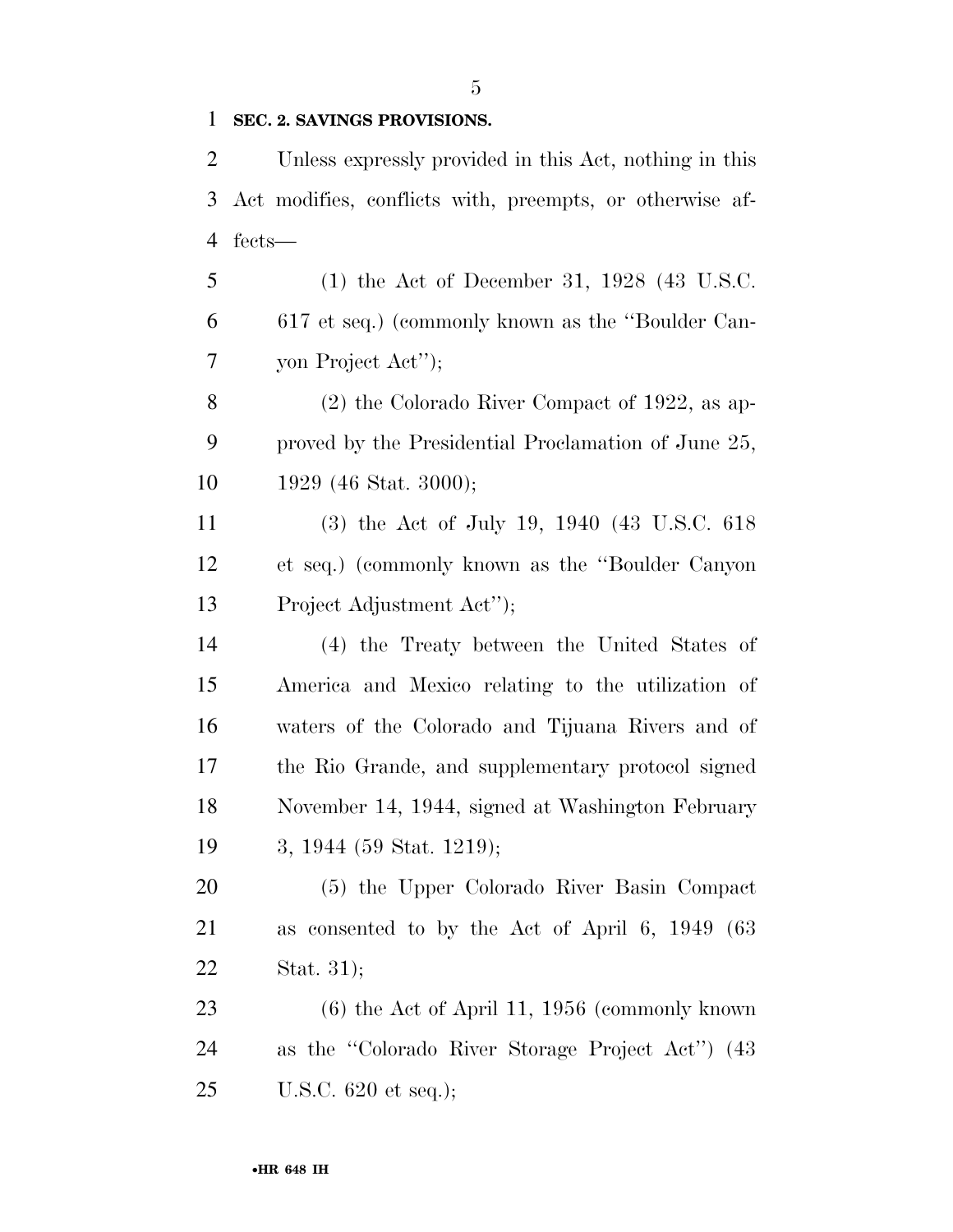**SEC. 2. SAVINGS PROVISIONS.**

Unless expressly provided in this Act, nothing in this Act modifies, conflicts with, preempts, or otherwise affects—

(1) the Act of December 31, 1928 (43 U.S.C. 617 et seq.) (commonly known as the ''Boulder Canyon Project Act'');

(2) the Colorado River Compact of 1922, as approved by the Presidential Proclamation of June 25, 1929 (46 Stat. 3000);

(3) the Act of July 19, 1940 (43 U.S.C. 618 et seq.) (commonly known as the ''Boulder Canyon Project Adjustment Act'');

(4) the Treaty between the United States of America and Mexico relating to the utilization of waters of the Colorado and Tijuana Rivers and of the Rio Grande, and supplementary protocol signed November 14, 1944, signed at Washington February 3, 1944 (59 Stat. 1219);

(5) the Upper Colorado River Basin Compact as consented to by the Act of April 6, 1949 (63 Stat. 31);

(6) the Act of April 11, 1956 (commonly known as the ''Colorado River Storage Project Act'') (43 U.S.C. 620 et seq.);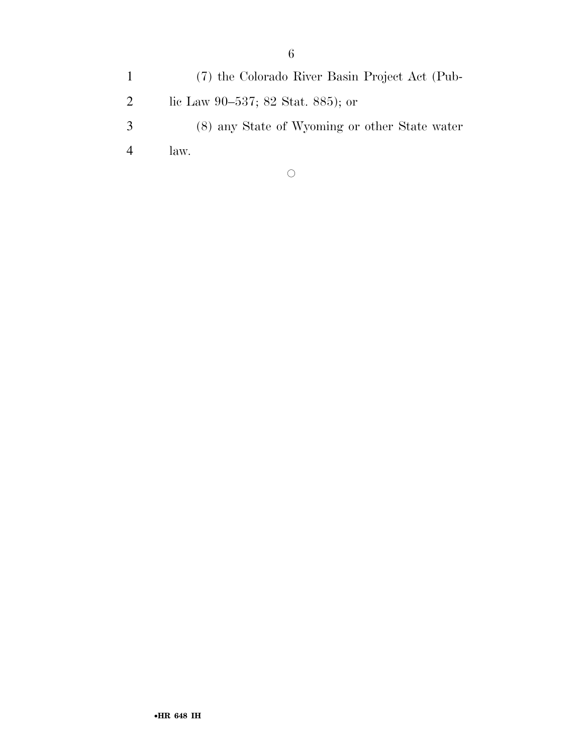(7) the Colorado River Basin Project Act (Public Law 90–537; 82 Stat. 885); or

(8) any State of Wyoming or other State water law.

○